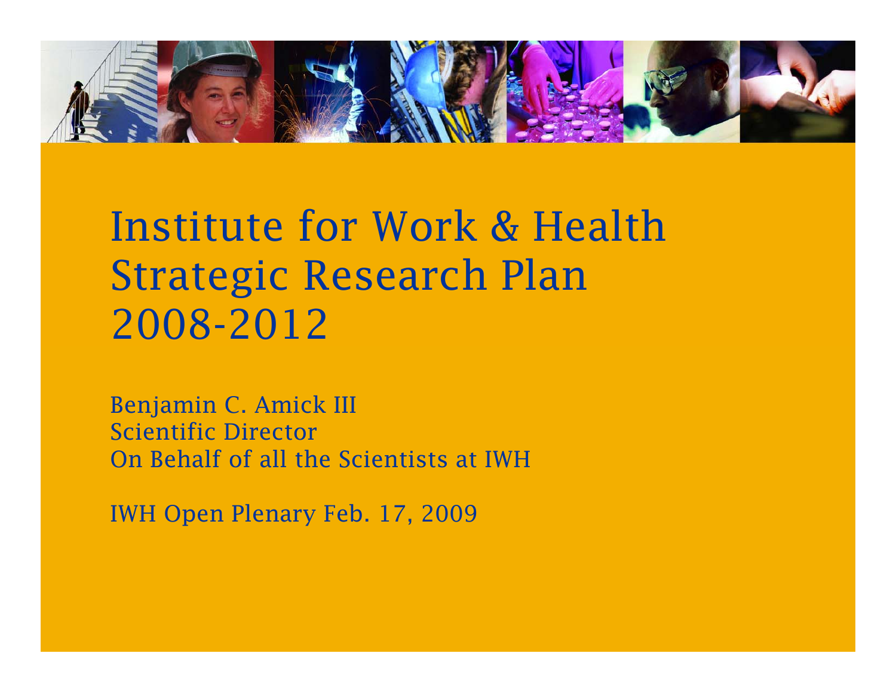# Institute for Work & Health Strategic Research Plan 2008-2012

Benjamin C. Amick III
Scientific Director
On Behalf of all the Scientists at IWH

IWH Open Plenary Feb. 17, 2009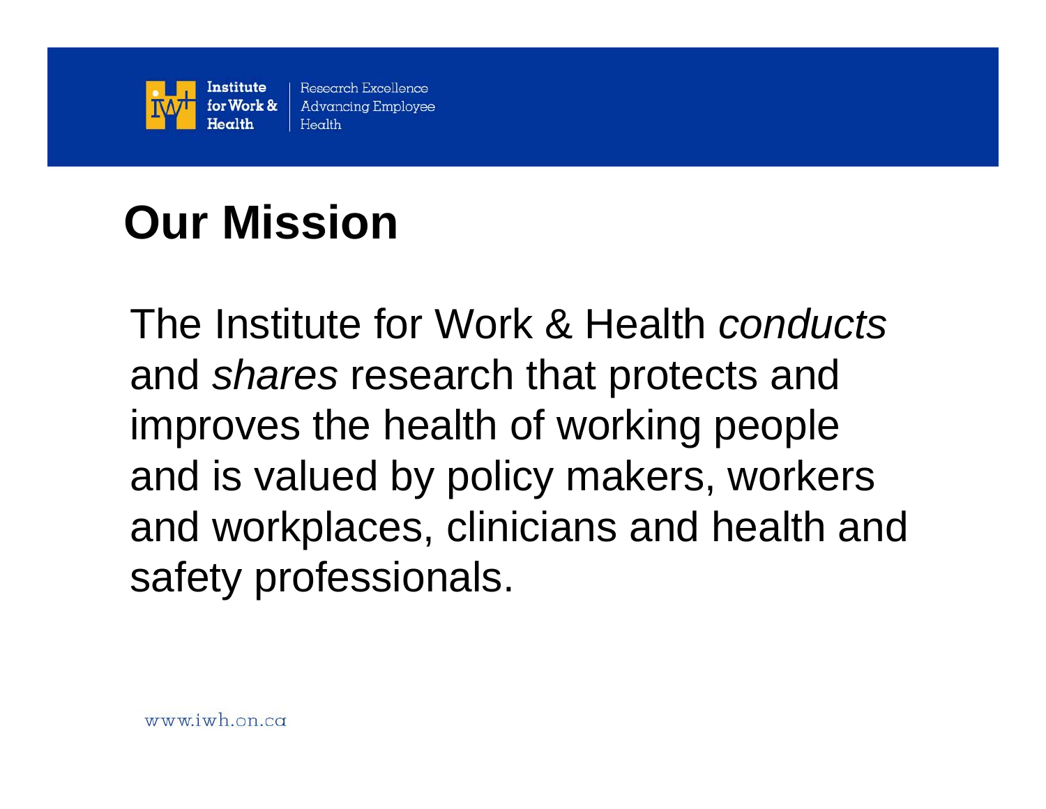# Our Mission

The Institute for Work & Health *conducts* and *shares* research that protects and improves the health of working people and is valued by policy makers, workers and workplaces, clinicians and health and safety professionals.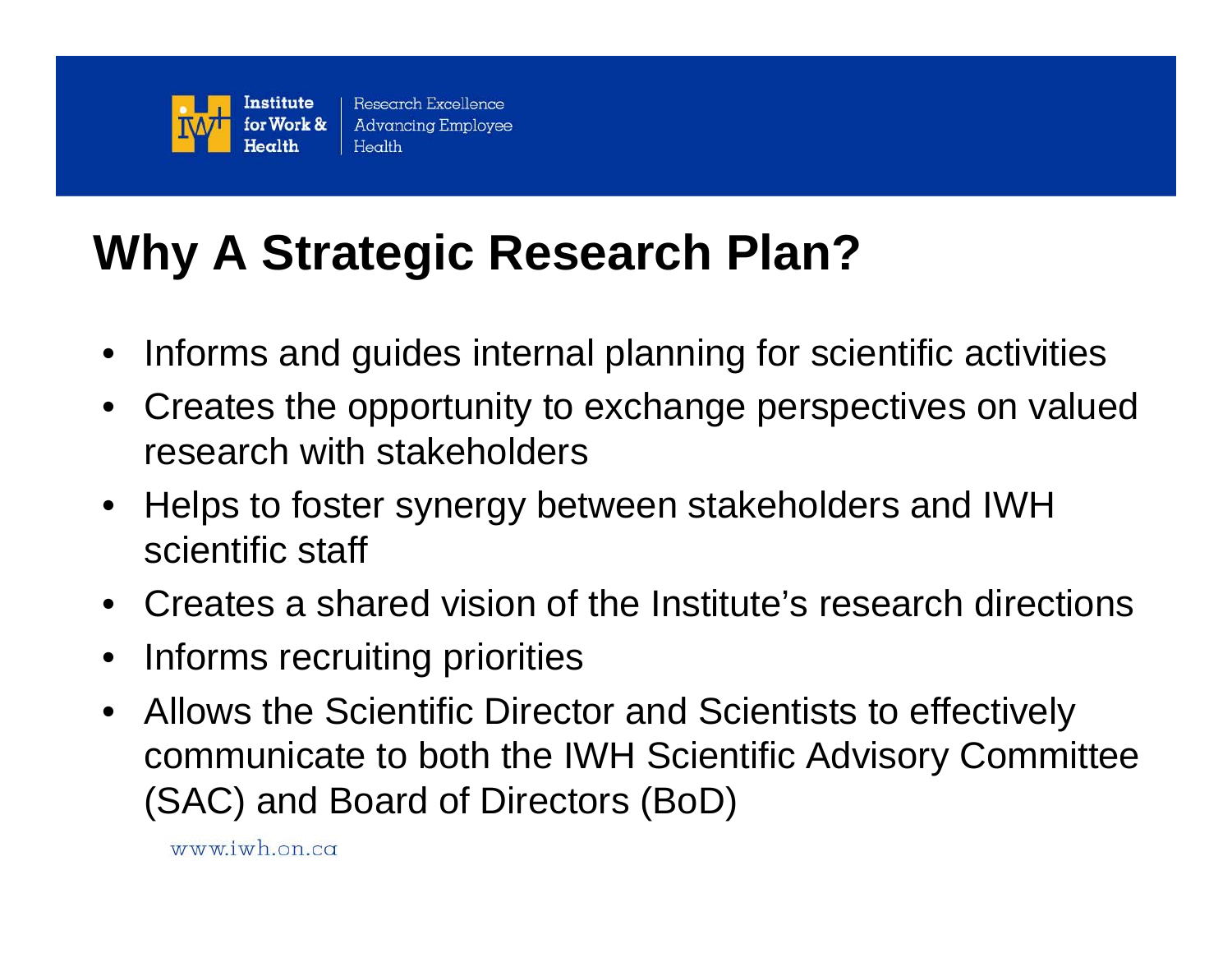# Why A Strategic Research Plan?

- Informs and guides internal planning for scientific activities
- Creates the opportunity to exchange perspectives on valued research with stakeholders
- Helps to foster synergy between stakeholders and IWH scientific staff
- Creates a shared vision of the Institute's research directions
- Informs recruiting priorities
- Allows the Scientific Director and Scientists to effectively communicate to both the IWH Scientific Advisory Committee (SAC) and Board of Directors (BoD)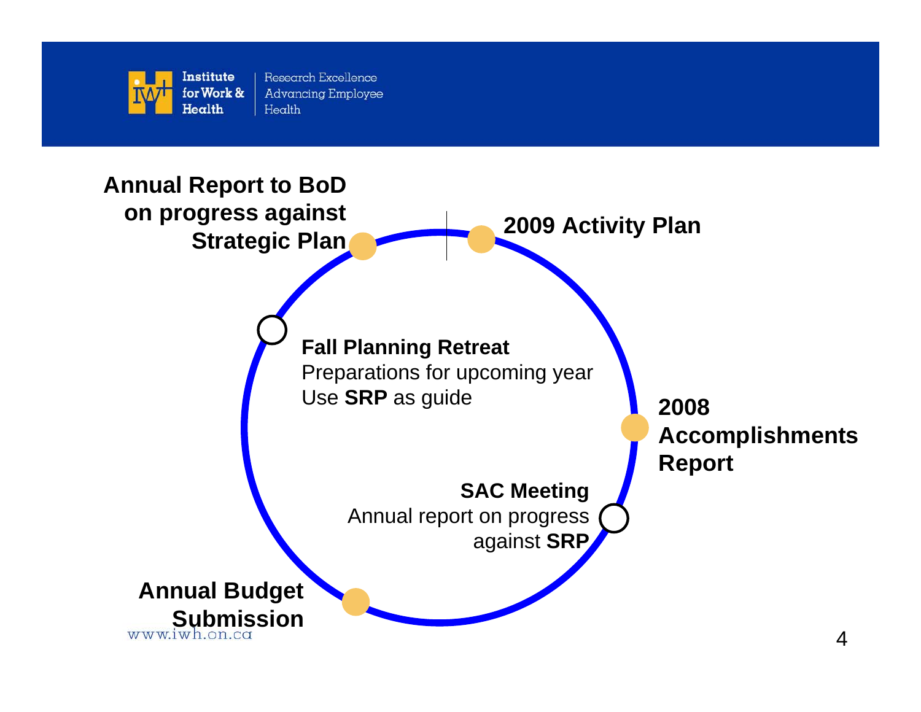**Annual Report to BoD on progress against Strategic Plan**

**2009 Activity Plan**

**Fall Planning Retreat**
Preparations for upcoming year
Use **SRP** as guide

**2008 Accomplishments Report**

**SAC Meeting**
Annual report on progress against **SRP**

**Annual Budget Submission**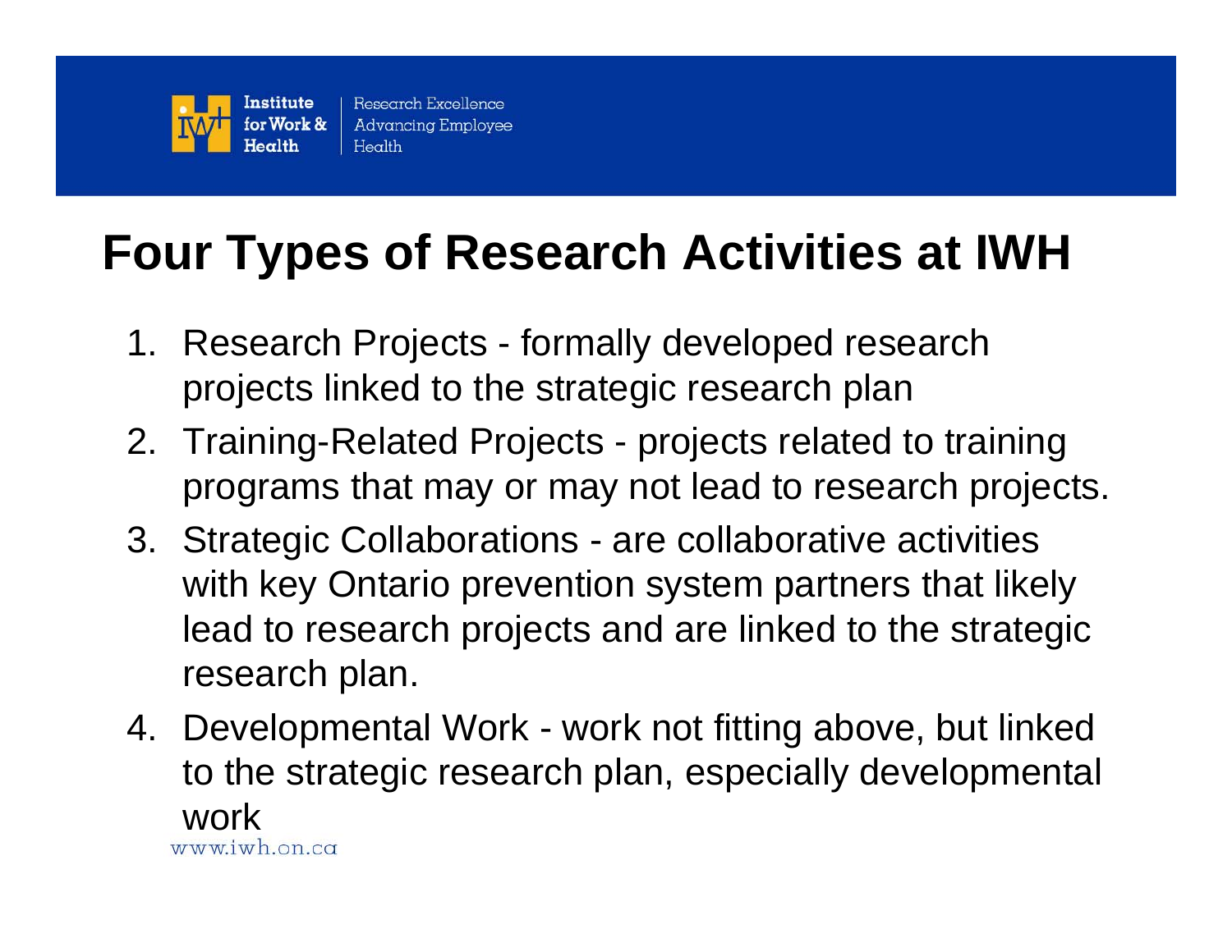# Four Types of Research Activities at IWH

1. Research Projects - formally developed research projects linked to the strategic research plan
2. Training-Related Projects - projects related to training programs that may or may not lead to research projects.
3. Strategic Collaborations - are collaborative activities with key Ontario prevention system partners that likely lead to research projects and are linked to the strategic research plan.
4. Developmental Work - work not fitting above, but linked to the strategic research plan, especially developmental work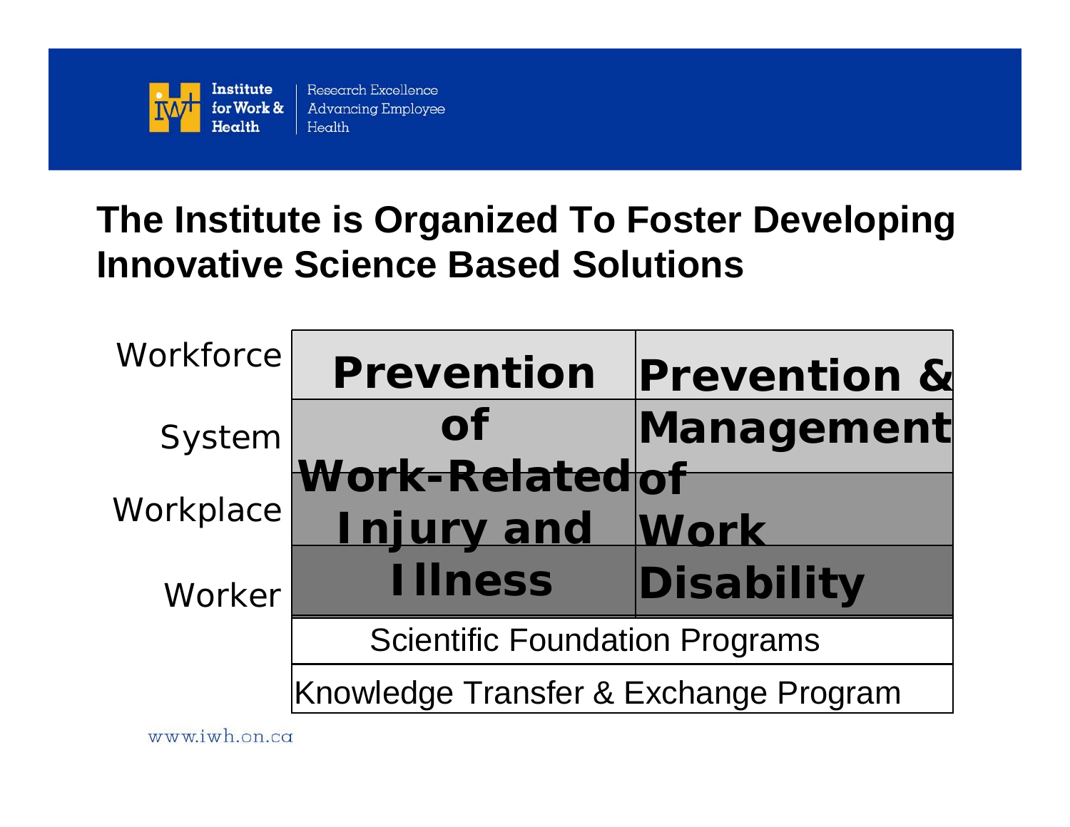## The Institute is Organized To Foster Developing Innovative Science Based Solutions

| | | |
|---|---|---|
| Workforce | **Prevention of Work-Related Injury and Illness** | **Prevention & Management of Work Disability** |
| System | | |
| Workplace | | |
| Worker | | |
| | Scientific Foundation Programs | |
| | Knowledge Transfer & Exchange Program | |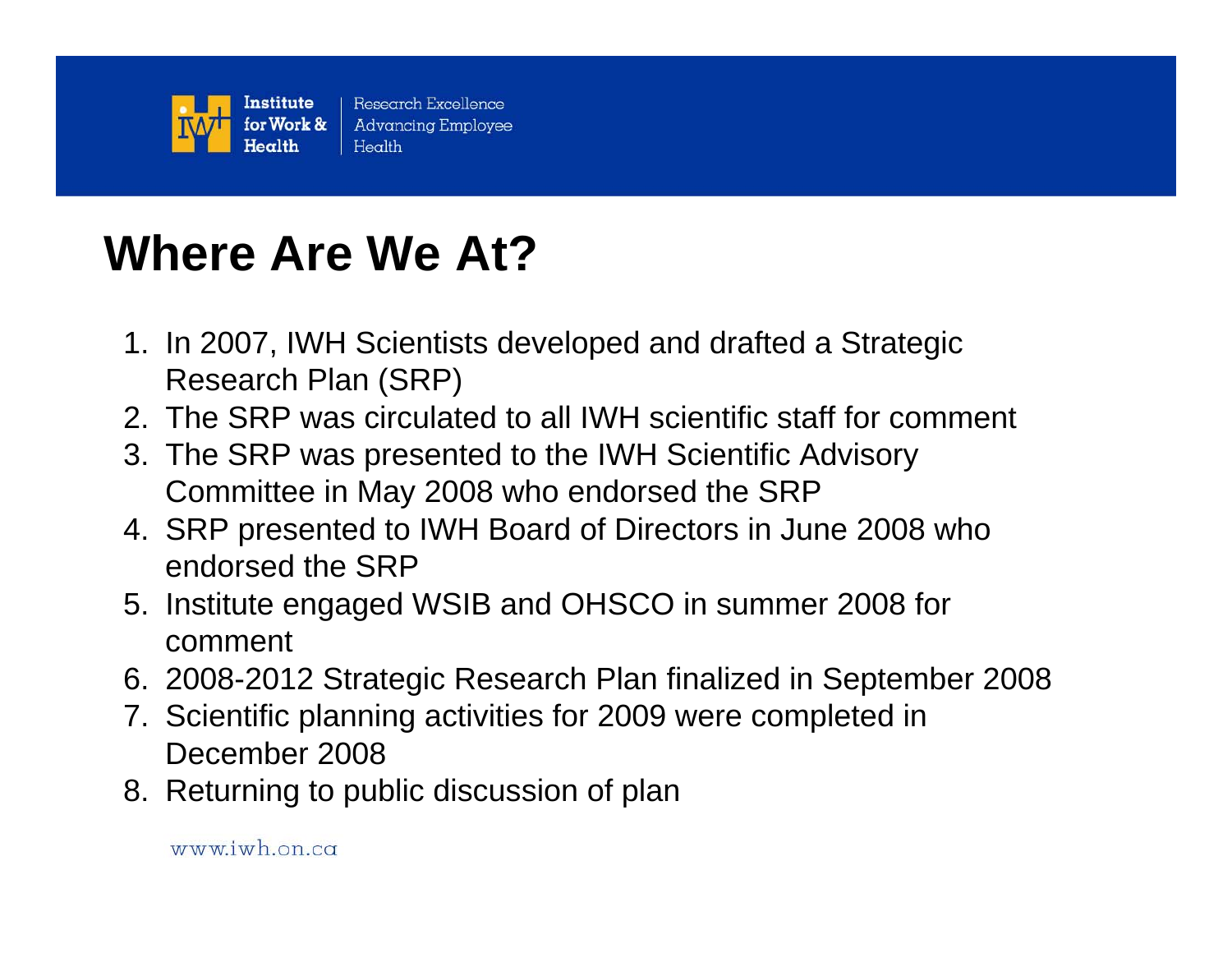# Where Are We At?

1. In 2007, IWH Scientists developed and drafted a Strategic Research Plan (SRP)
2. The SRP was circulated to all IWH scientific staff for comment
3. The SRP was presented to the IWH Scientific Advisory Committee in May 2008 who endorsed the SRP
4. SRP presented to IWH Board of Directors in June 2008 who endorsed the SRP
5. Institute engaged WSIB and OHSCO in summer 2008 for comment
6. 2008-2012 Strategic Research Plan finalized in September 2008
7. Scientific planning activities for 2009 were completed in December 2008
8. Returning to public discussion of plan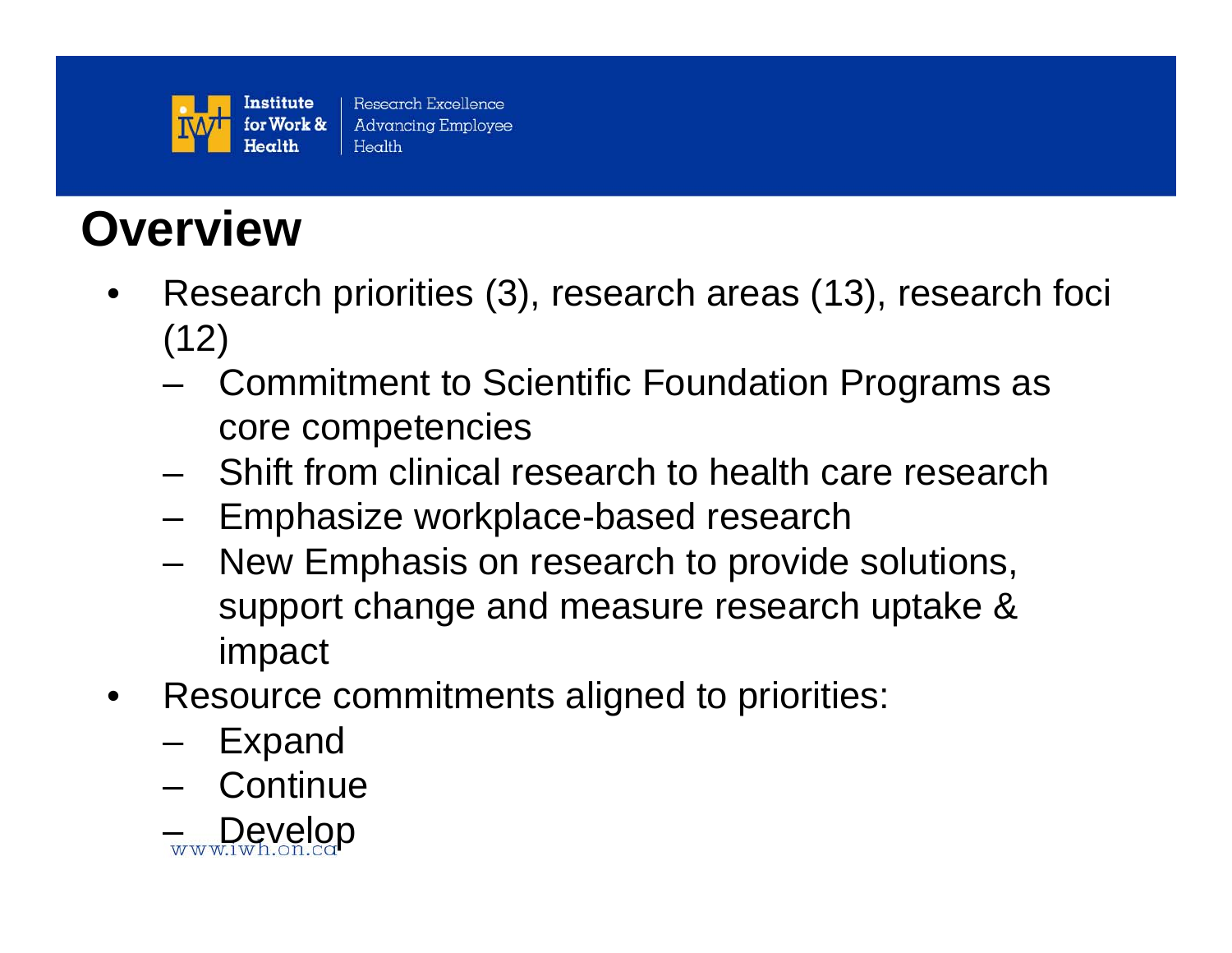# Overview

- Research priorities (3), research areas (13), research foci (12)
  - Commitment to Scientific Foundation Programs as core competencies
  - Shift from clinical research to health care research
  - Emphasize workplace-based research
  - New Emphasis on research to provide solutions, support change and measure research uptake & impact
- Resource commitments aligned to priorities:
  - Expand
  - Continue
  - Develop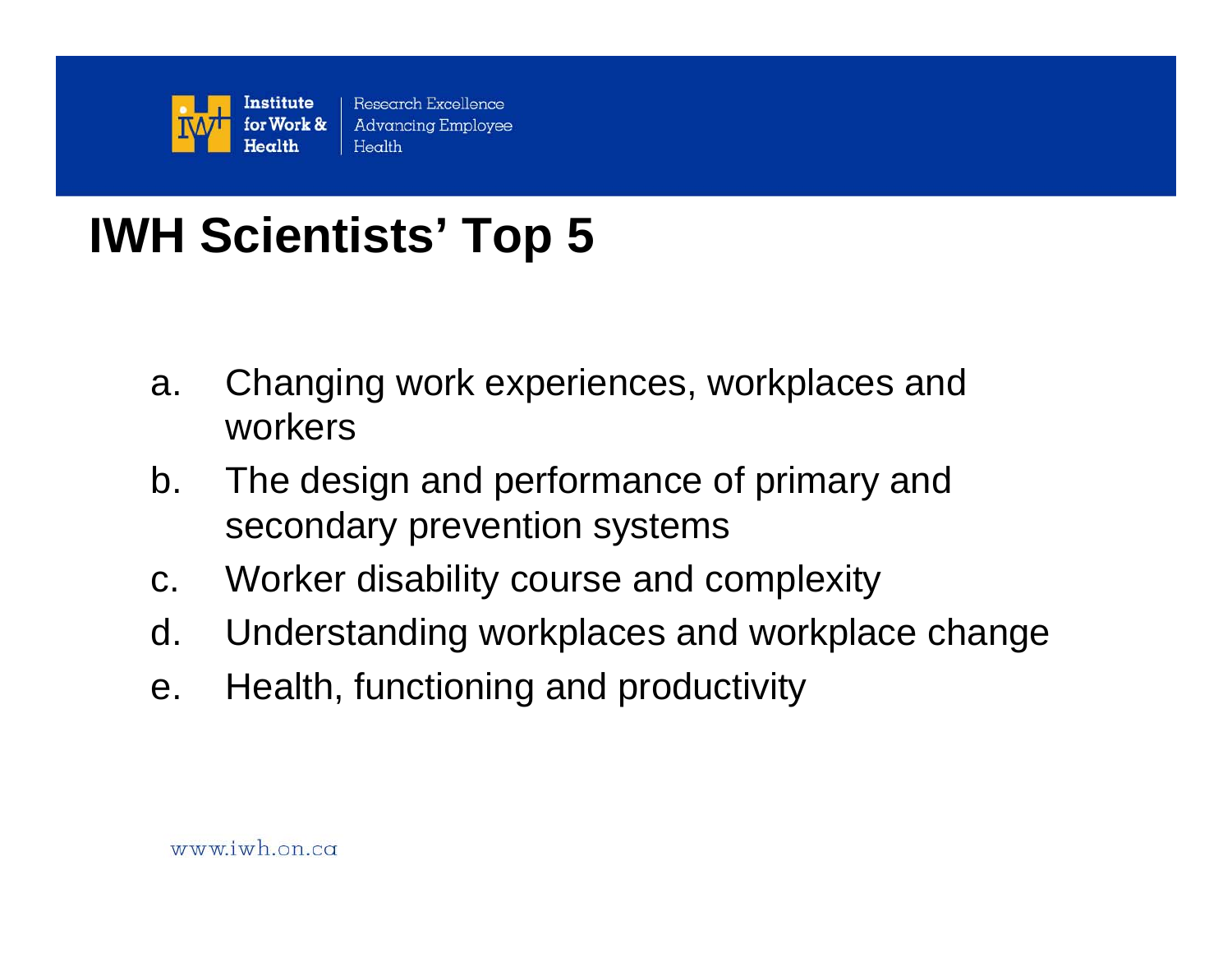# IWH Scientists' Top 5

a. Changing work experiences, workplaces and workers
b. The design and performance of primary and secondary prevention systems
c. Worker disability course and complexity
d. Understanding workplaces and workplace change
e. Health, functioning and productivity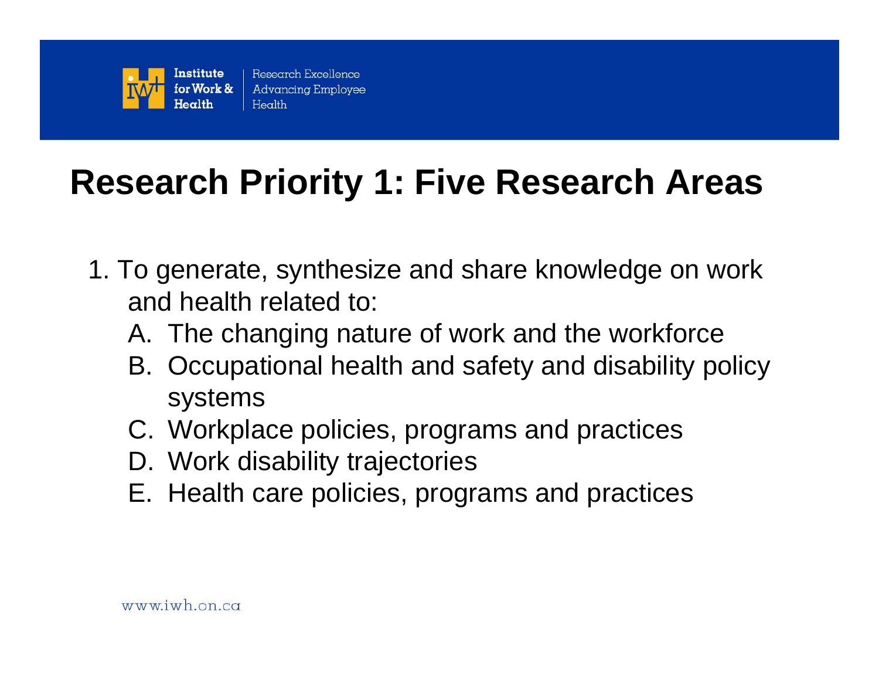# Research Priority 1: Five Research Areas

1. To generate, synthesize and share knowledge on work and health related to:
   - A. The changing nature of work and the workforce
   - B. Occupational health and safety and disability policy systems
   - C. Workplace policies, programs and practices
   - D. Work disability trajectories
   - E. Health care policies, programs and practices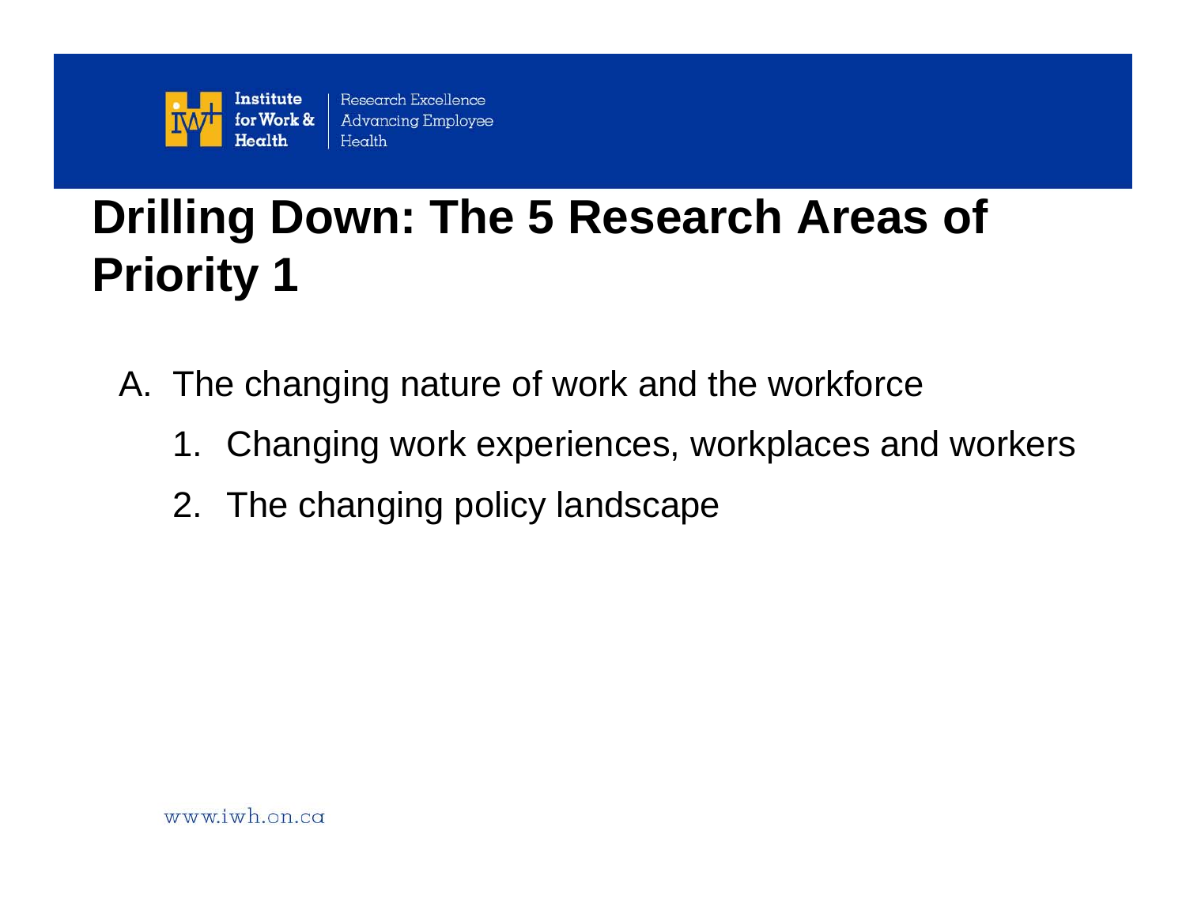# Drilling Down: The 5 Research Areas of Priority 1

A. The changing nature of work and the workforce
   1. Changing work experiences, workplaces and workers
   2. The changing policy landscape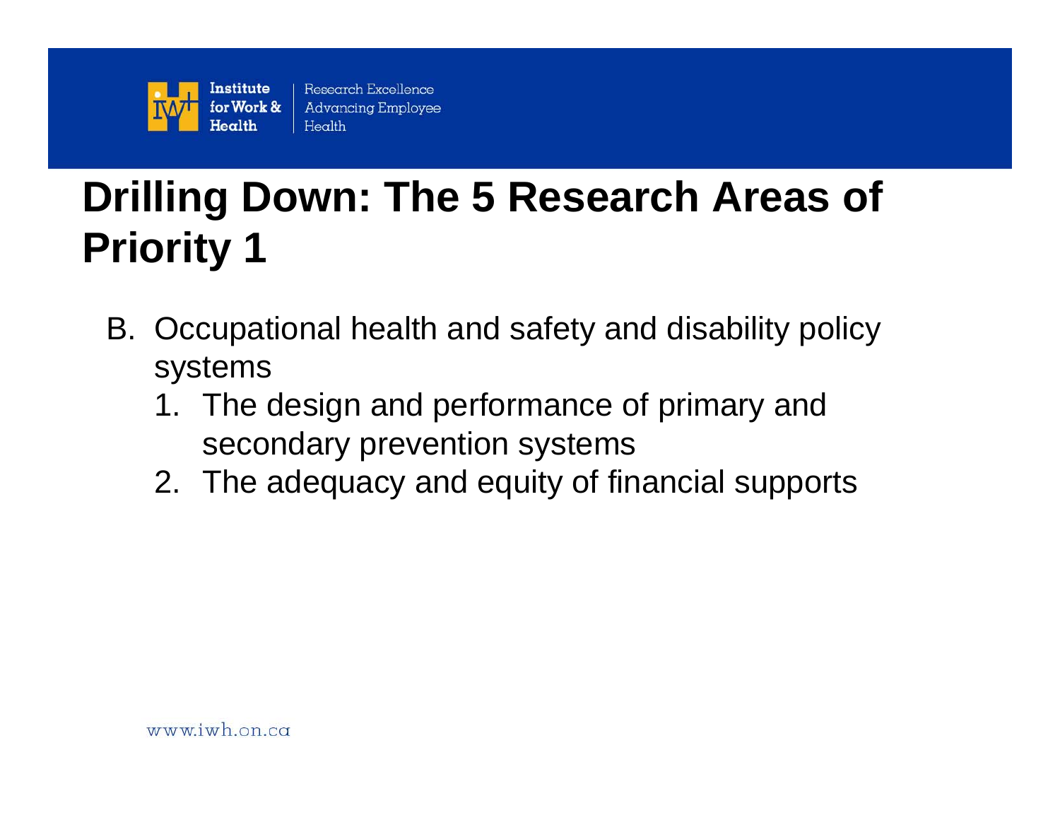# Drilling Down: The 5 Research Areas of Priority 1

B. Occupational health and safety and disability policy systems
   1. The design and performance of primary and secondary prevention systems
   2. The adequacy and equity of financial supports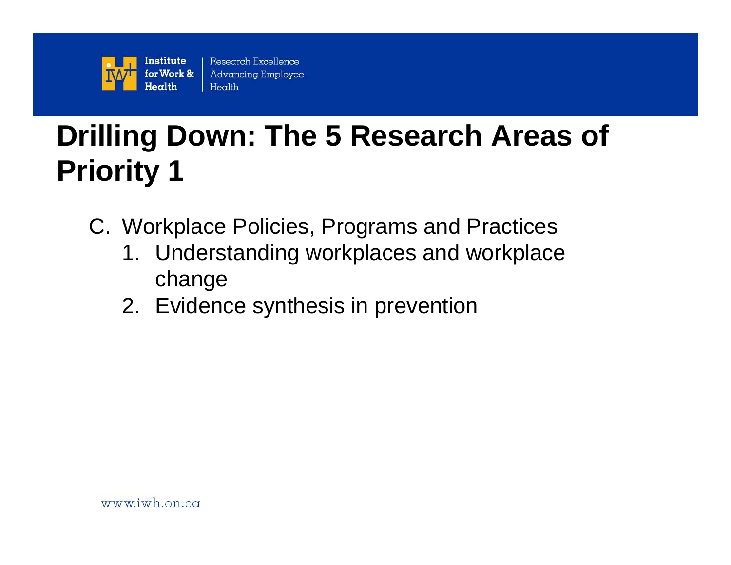# Drilling Down: The 5 Research Areas of Priority 1

C. Workplace Policies, Programs and Practices
   1. Understanding workplaces and workplace change
   2. Evidence synthesis in prevention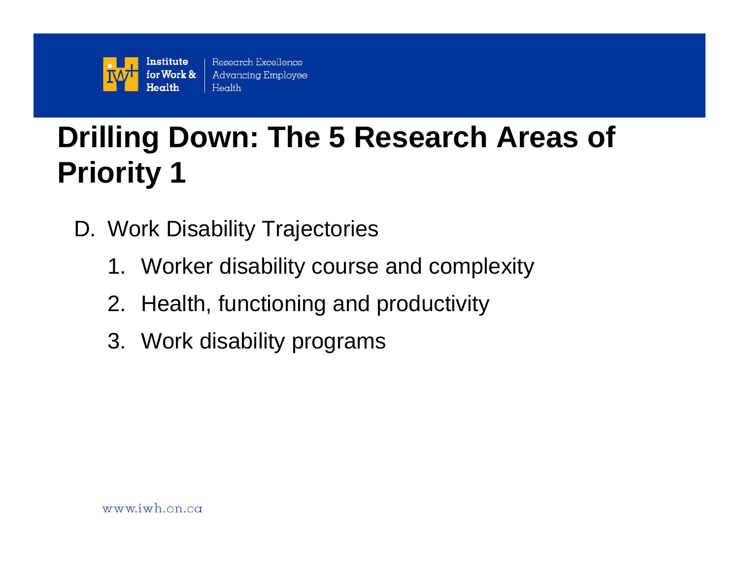# Drilling Down: The 5 Research Areas of Priority 1

D. Work Disability Trajectories

1. Worker disability course and complexity
2. Health, functioning and productivity
3. Work disability programs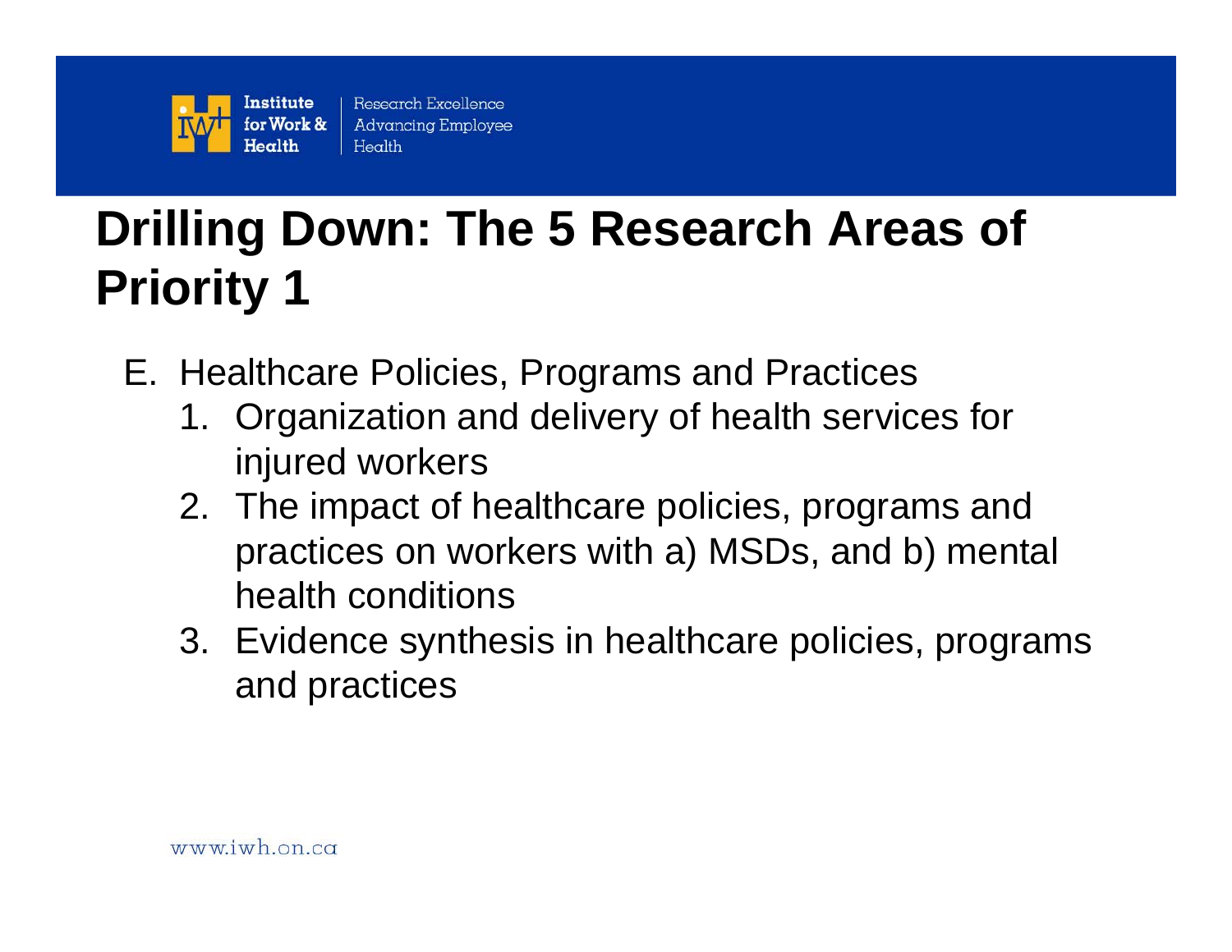# Drilling Down: The 5 Research Areas of Priority 1

E. Healthcare Policies, Programs and Practices
   1. Organization and delivery of health services for injured workers
   2. The impact of healthcare policies, programs and practices on workers with a) MSDs, and b) mental health conditions
   3. Evidence synthesis in healthcare policies, programs and practices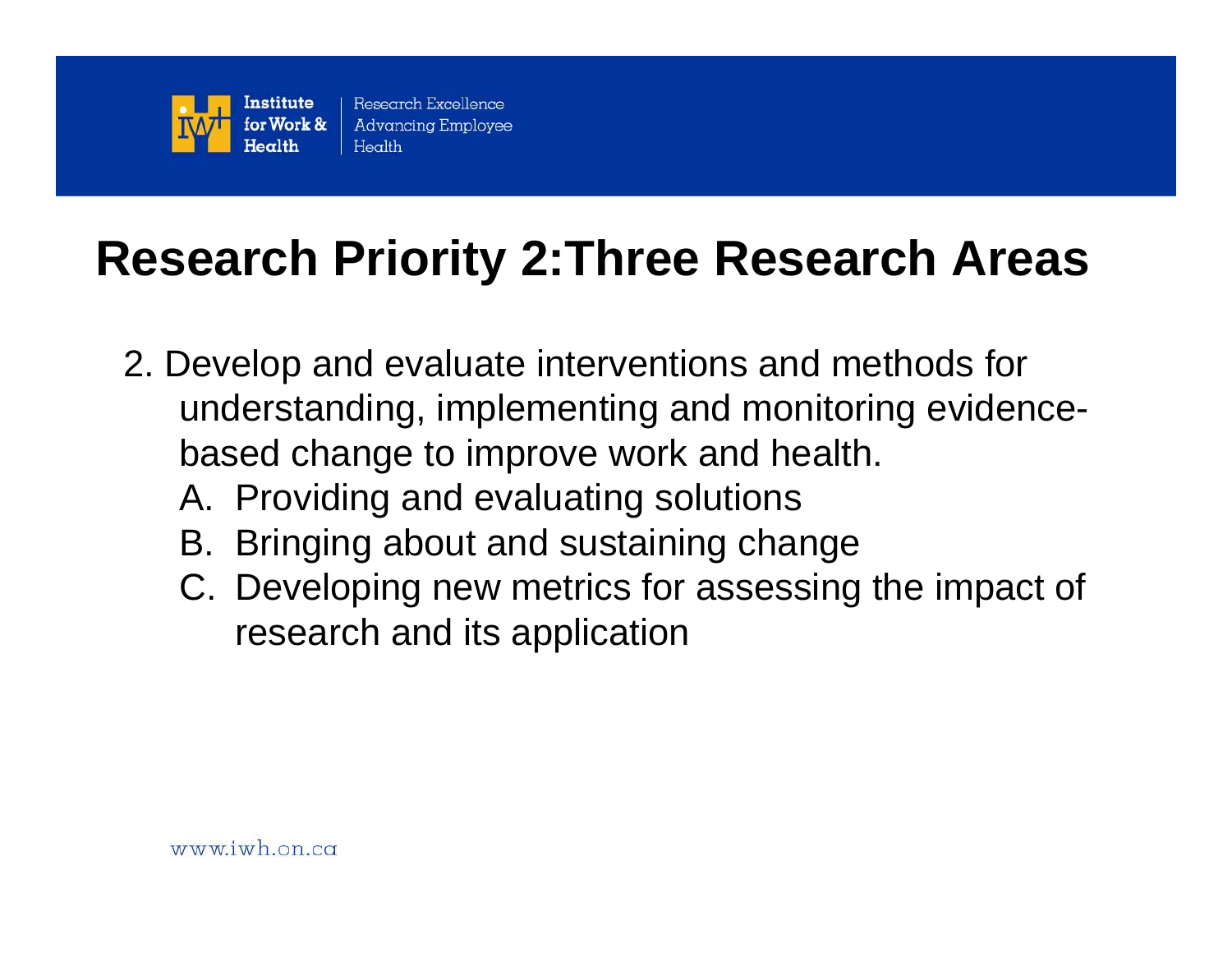# Research Priority 2:Three Research Areas

2. Develop and evaluate interventions and methods for understanding, implementing and monitoring evidence-based change to improve work and health.
   - A. Providing and evaluating solutions
   - B. Bringing about and sustaining change
   - C. Developing new metrics for assessing the impact of research and its application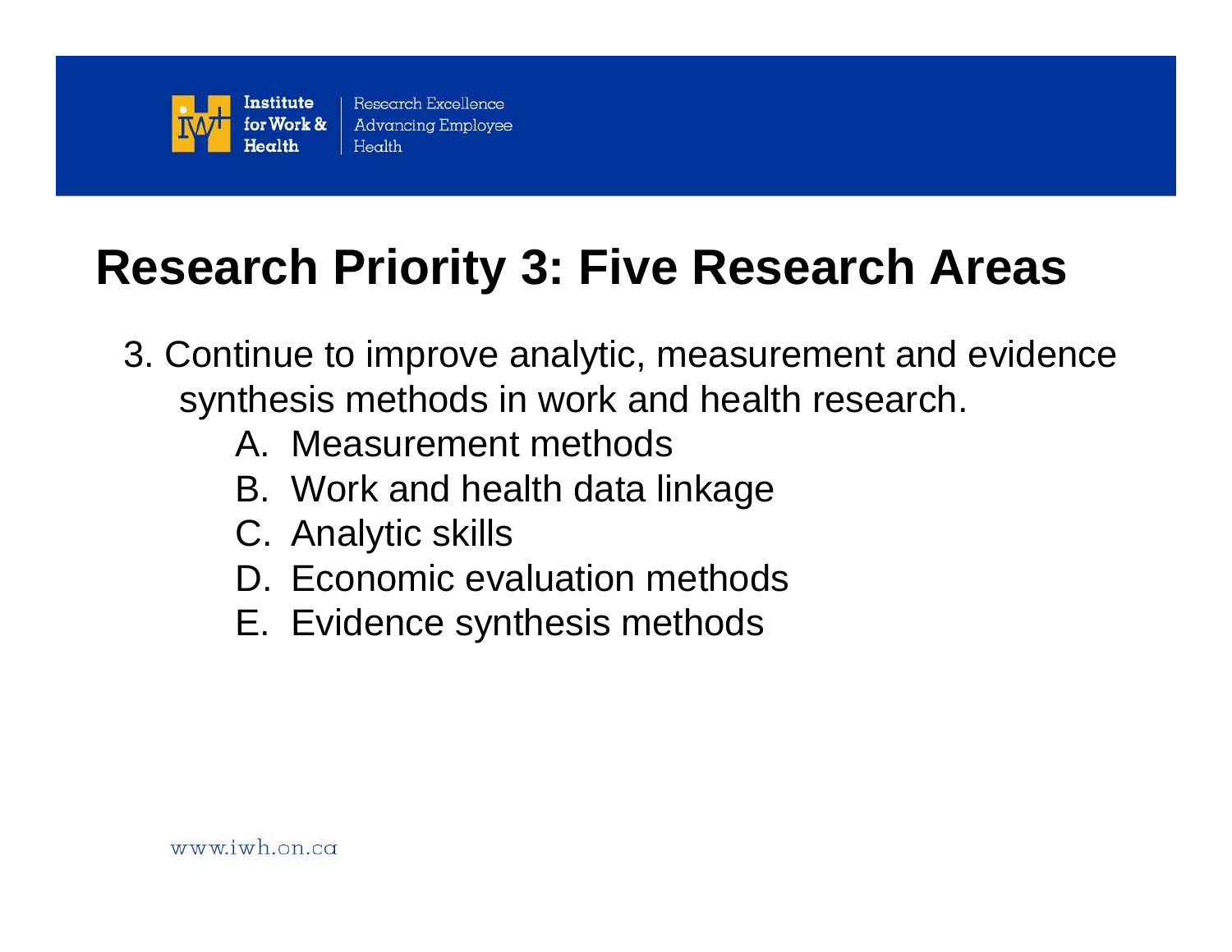# Research Priority 3: Five Research Areas

3. Continue to improve analytic, measurement and evidence synthesis methods in work and health research.
   A. Measurement methods
   B. Work and health data linkage
   C. Analytic skills
   D. Economic evaluation methods
   E. Evidence synthesis methods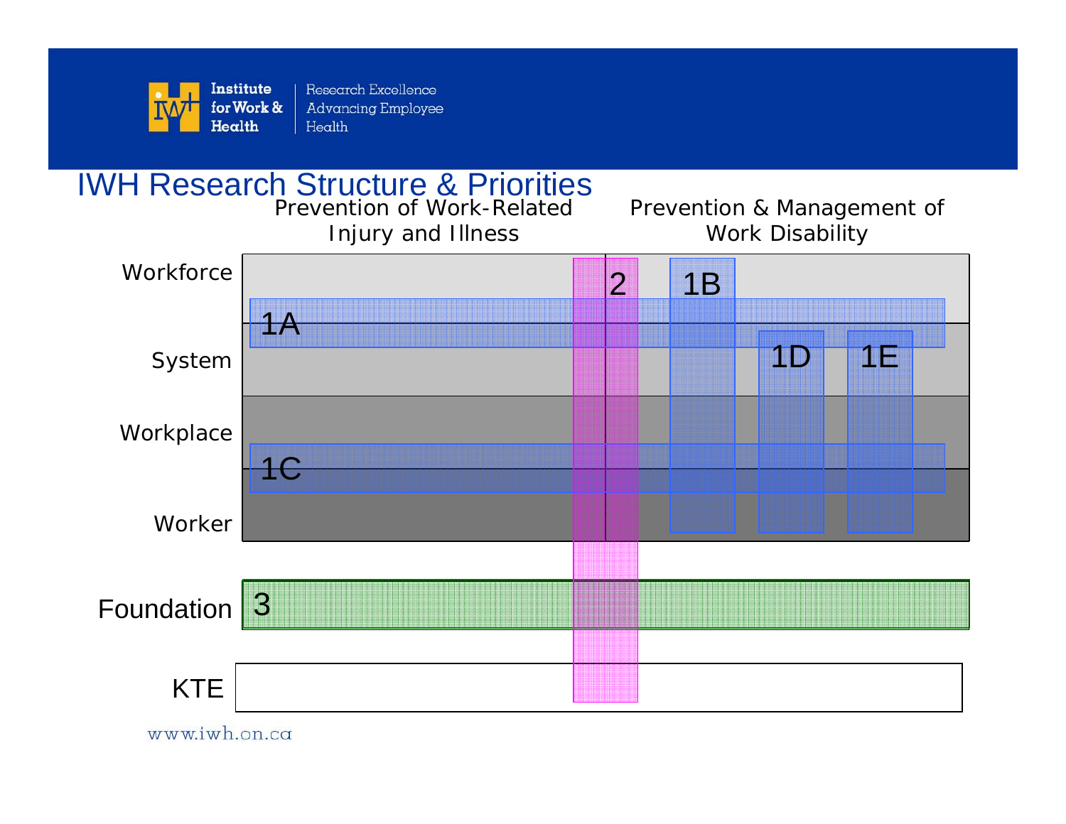Institute for Work & Health | Research Excellence Advancing Employee Health

# IWH Research Structure & Priorities

Prevention of Work-Related Injury and Illness

Prevention & Management of Work Disability

Workforce

System

Workplace

Worker

1A

1B

1C

1D

1E

2

Foundation

3

KTE

www.iwh.on.ca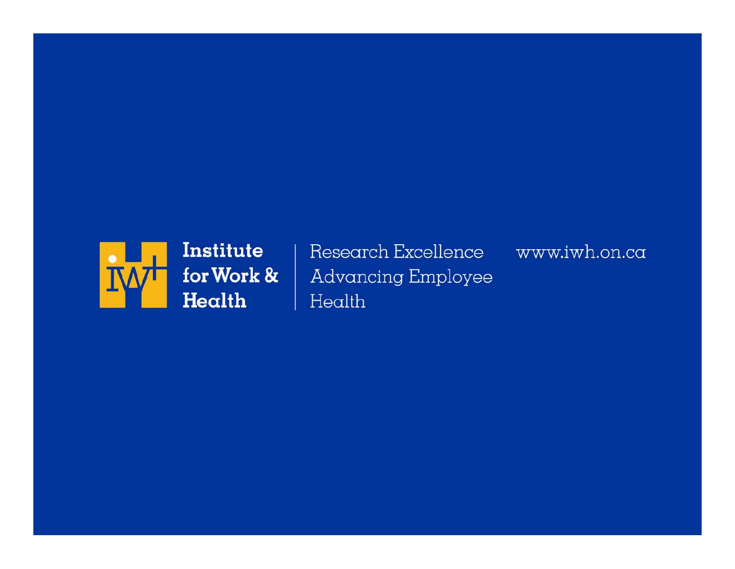Institute for Work & Health

Research Excellence Advancing Employee Health

www.iwh.on.ca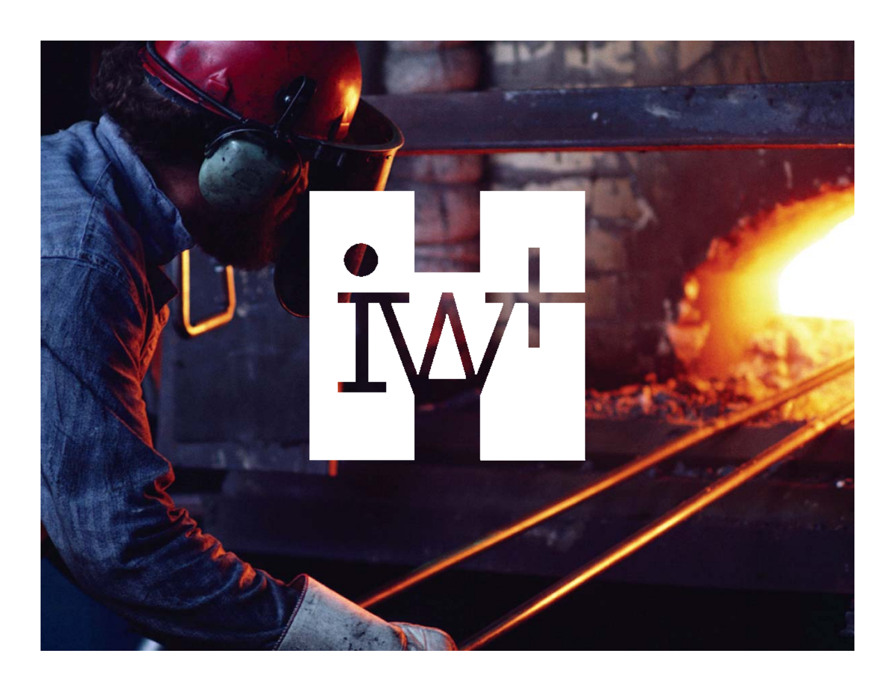iw+